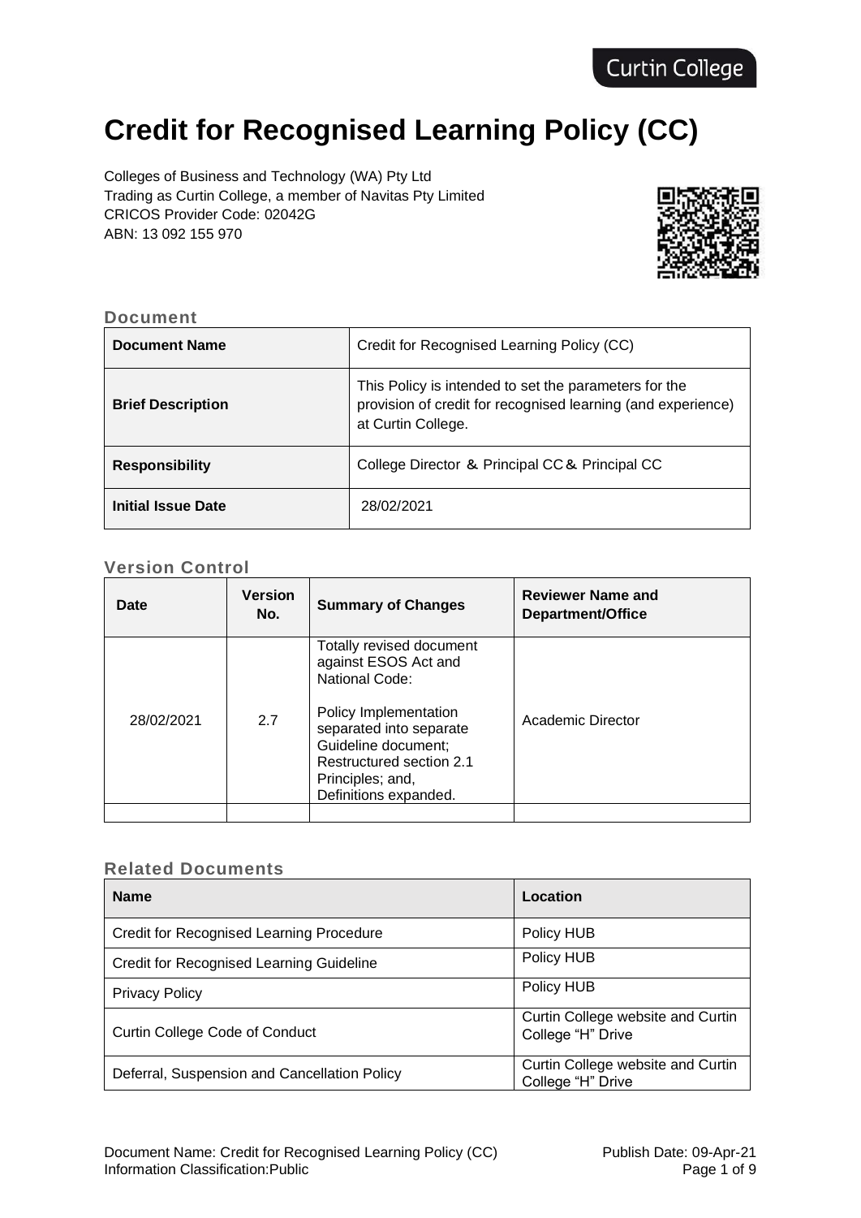Curtin College

# Credit for Recognised Learning Policy (CC)

Colleges of Business and Technology (WA) Pty Ltd
Trading as Curtin College, a member of Navitas Pty Limited
CRICOS Provider Code: 02042G
ABN: 13 092 155 970

## Document

| Document Name | Credit for Recognised Learning Policy (CC) |
|---|---|
| Brief Description | This Policy is intended to set the parameters for the provision of credit for recognised learning (and experience) at Curtin College. |
| Responsibility | College Director & Principal CC & Principal CC |
| Initial Issue Date | 28/02/2021 |

## Version Control

| Date | Version No. | Summary of Changes | Reviewer Name and Department/Office |
|---|---|---|---|
| 28/02/2021 | 2.7 | Totally revised document against ESOS Act and National Code:<br><br>Policy Implementation separated into separate Guideline document; Restructured section 2.1 Principles; and, Definitions expanded. | Academic Director |
| | | | |

## Related Documents

| Name | Location |
|---|---|
| Credit for Recognised Learning Procedure | Policy HUB |
| Credit for Recognised Learning Guideline | Policy HUB |
| Privacy Policy | Policy HUB |
| Curtin College Code of Conduct | Curtin College website and Curtin College "H" Drive |
| Deferral, Suspension and Cancellation Policy | Curtin College website and Curtin College "H" Drive |

Document Name: Credit for Recognised Learning Policy (CC)
Information Classification: Public
Publish Date: 09-Apr-21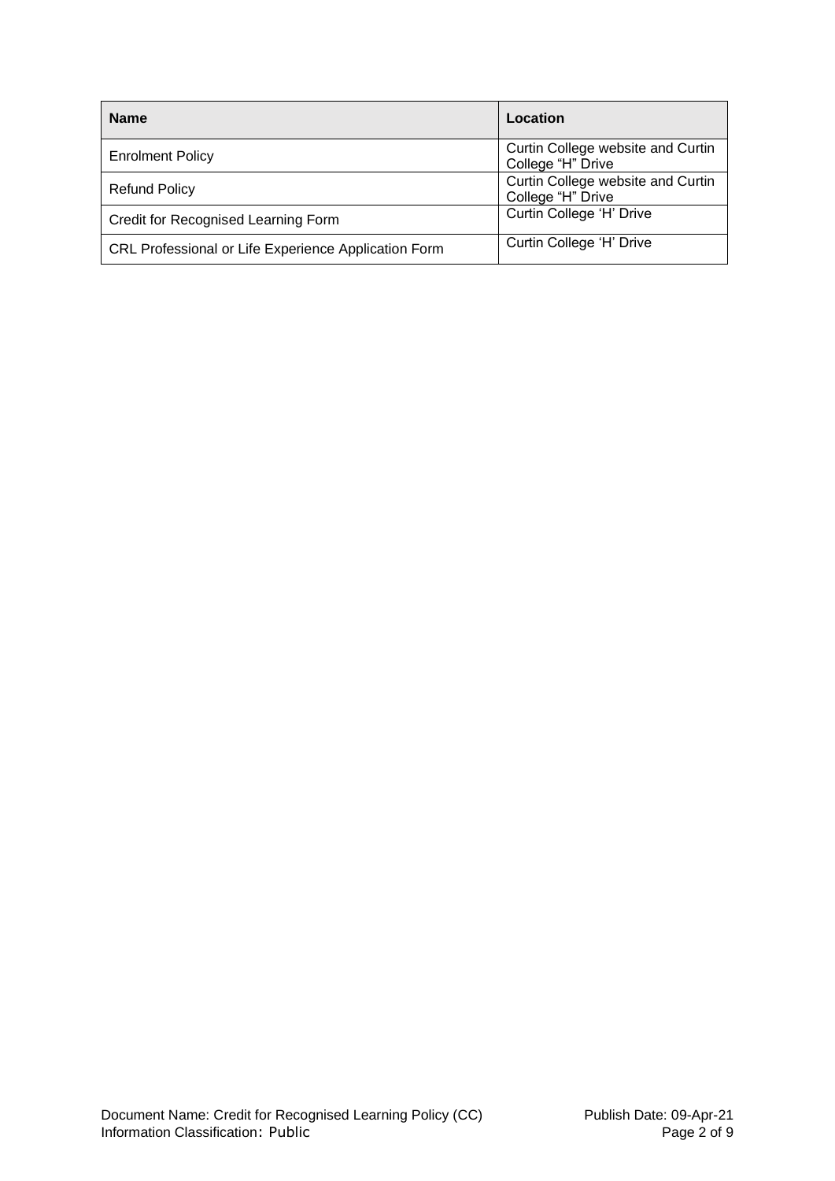| Name | Location |
| --- | --- |
| Enrolment Policy | Curtin College website and Curtin College "H" Drive |
| Refund Policy | Curtin College website and Curtin College "H" Drive |
| Credit for Recognised Learning Form | Curtin College 'H' Drive |
| CRL Professional or Life Experience Application Form | Curtin College 'H' Drive |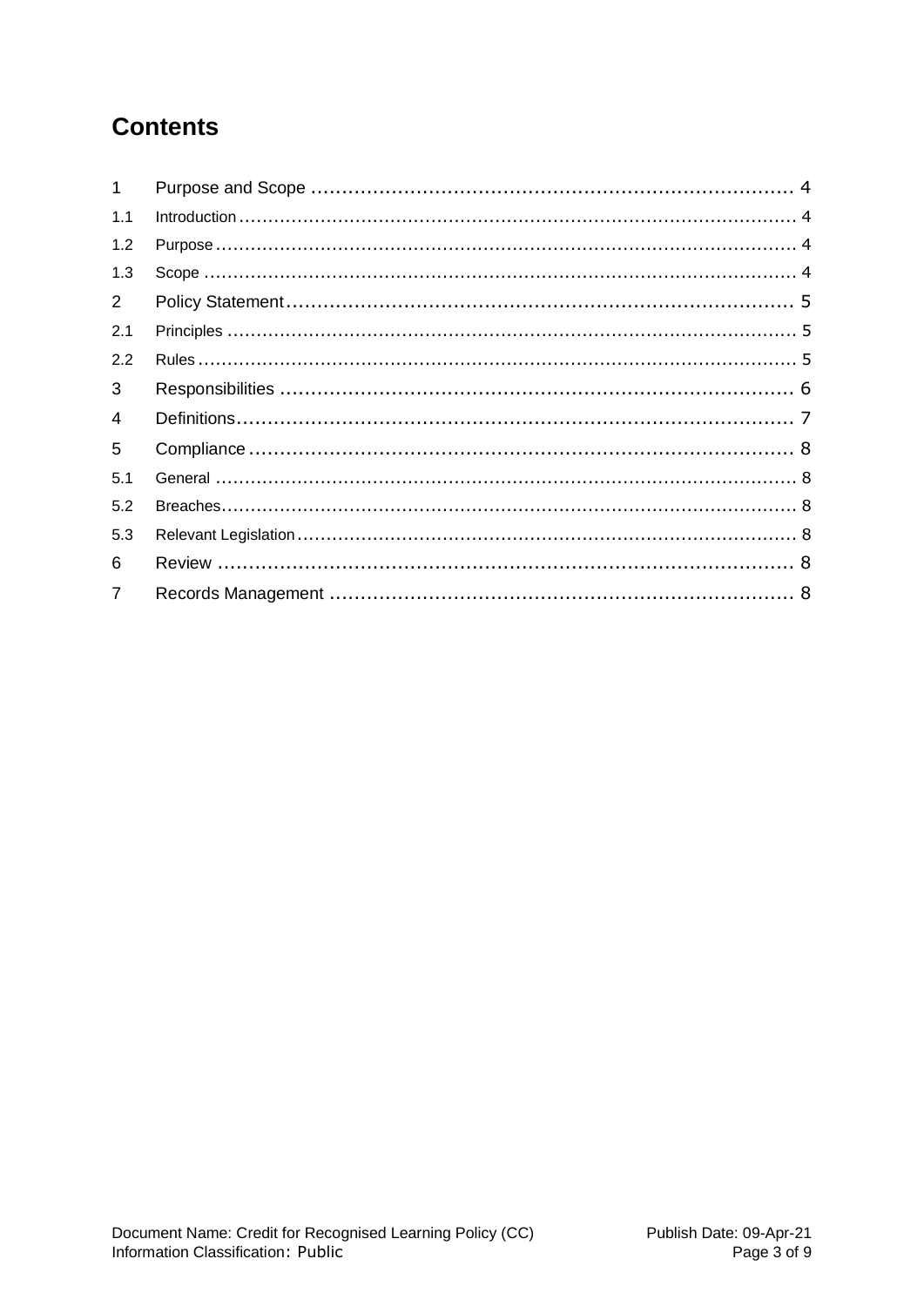# Contents

1 Purpose and Scope ........................................................................ 4

1.1 Introduction ........................................................................ 4

1.2 Purpose ........................................................................ 4

1.3 Scope ........................................................................ 4

2 Policy Statement ........................................................................ 5

2.1 Principles ........................................................................ 5

2.2 Rules ........................................................................ 5

3 Responsibilities ........................................................................ 6

4 Definitions ........................................................................ 7

5 Compliance ........................................................................ 8

5.1 General ........................................................................ 8

5.2 Breaches ........................................................................ 8

5.3 Relevant Legislation ........................................................................ 8

6 Review ........................................................................ 8

7 Records Management ........................................................................ 8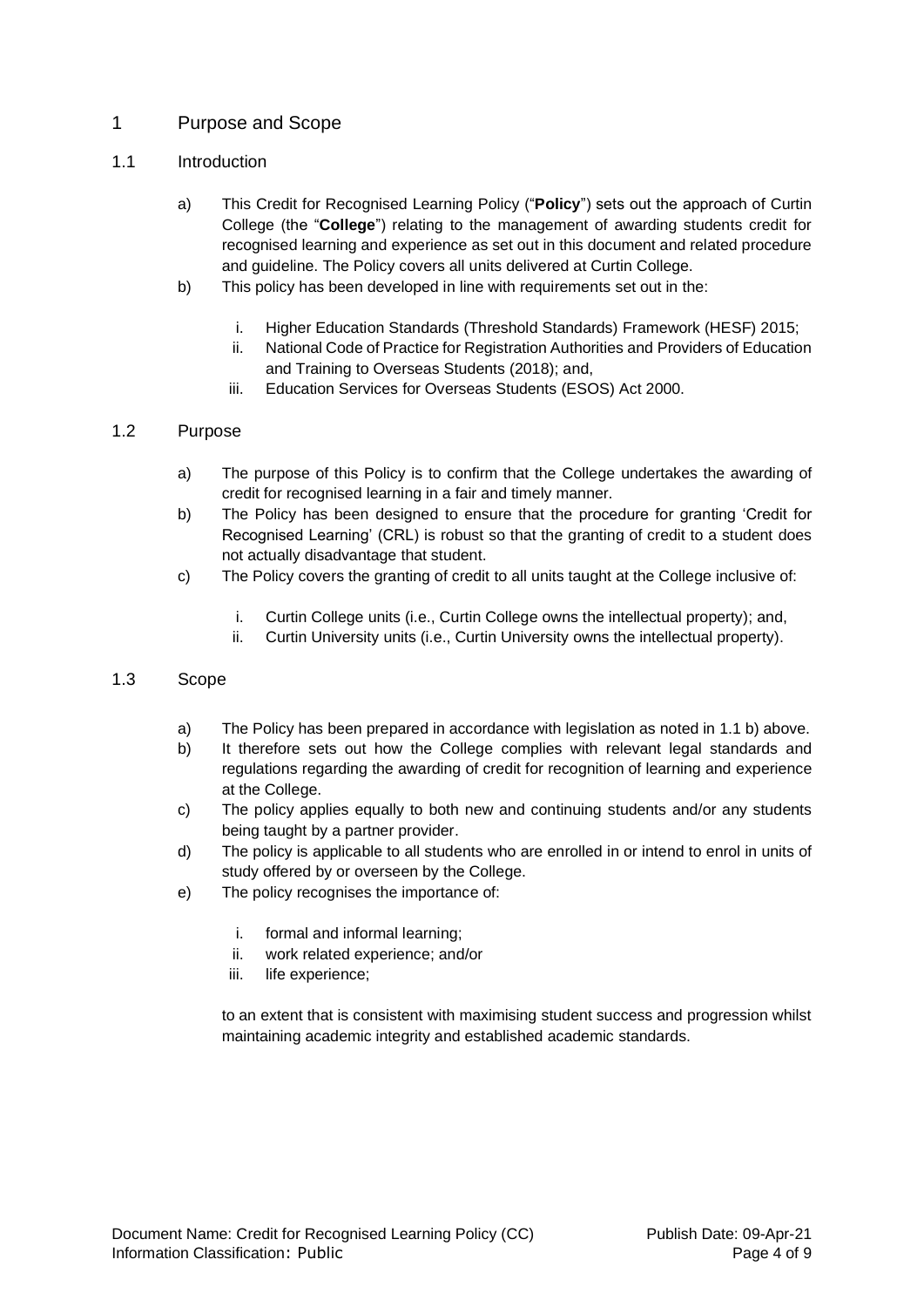# 1 Purpose and Scope

## 1.1 Introduction

a) This Credit for Recognised Learning Policy ("**Policy**") sets out the approach of Curtin College (the "**College**") relating to the management of awarding students credit for recognised learning and experience as set out in this document and related procedure and guideline. The Policy covers all units delivered at Curtin College.

b) This policy has been developed in line with requirements set out in the:

   i. Higher Education Standards (Threshold Standards) Framework (HESF) 2015;
   ii. National Code of Practice for Registration Authorities and Providers of Education and Training to Overseas Students (2018); and,
   iii. Education Services for Overseas Students (ESOS) Act 2000.

## 1.2 Purpose

a) The purpose of this Policy is to confirm that the College undertakes the awarding of credit for recognised learning in a fair and timely manner.

b) The Policy has been designed to ensure that the procedure for granting 'Credit for Recognised Learning' (CRL) is robust so that the granting of credit to a student does not actually disadvantage that student.

c) The Policy covers the granting of credit to all units taught at the College inclusive of:

   i. Curtin College units (i.e., Curtin College owns the intellectual property); and,
   ii. Curtin University units (i.e., Curtin University owns the intellectual property).

## 1.3 Scope

a) The Policy has been prepared in accordance with legislation as noted in 1.1 b) above.

b) It therefore sets out how the College complies with relevant legal standards and regulations regarding the awarding of credit for recognition of learning and experience at the College.

c) The policy applies equally to both new and continuing students and/or any students being taught by a partner provider.

d) The policy is applicable to all students who are enrolled in or intend to enrol in units of study offered by or overseen by the College.

e) The policy recognises the importance of:

   i. formal and informal learning;
   ii. work related experience; and/or
   iii. life experience;

   to an extent that is consistent with maximising student success and progression whilst maintaining academic integrity and established academic standards.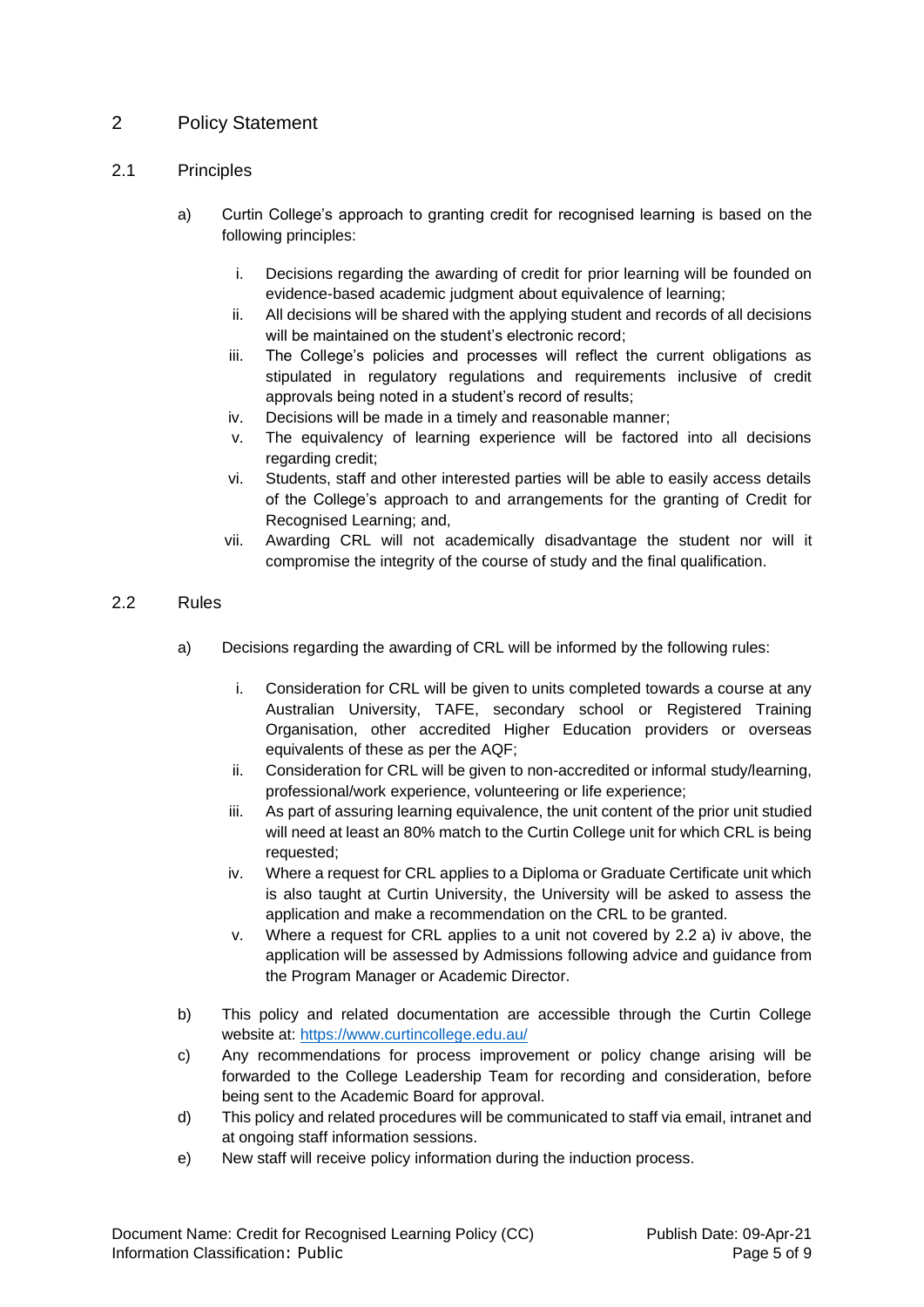## 2 Policy Statement

### 2.1 Principles

a) Curtin College's approach to granting credit for recognised learning is based on the following principles:

   i. Decisions regarding the awarding of credit for prior learning will be founded on evidence-based academic judgment about equivalence of learning;
   ii. All decisions will be shared with the applying student and records of all decisions will be maintained on the student's electronic record;
   iii. The College's policies and processes will reflect the current obligations as stipulated in regulatory regulations and requirements inclusive of credit approvals being noted in a student's record of results;
   iv. Decisions will be made in a timely and reasonable manner;
   v. The equivalency of learning experience will be factored into all decisions regarding credit;
   vi. Students, staff and other interested parties will be able to easily access details of the College's approach to and arrangements for the granting of Credit for Recognised Learning; and,
   vii. Awarding CRL will not academically disadvantage the student nor will it compromise the integrity of the course of study and the final qualification.

### 2.2 Rules

a) Decisions regarding the awarding of CRL will be informed by the following rules:

   i. Consideration for CRL will be given to units completed towards a course at any Australian University, TAFE, secondary school or Registered Training Organisation, other accredited Higher Education providers or overseas equivalents of these as per the AQF;
   ii. Consideration for CRL will be given to non-accredited or informal study/learning, professional/work experience, volunteering or life experience;
   iii. As part of assuring learning equivalence, the unit content of the prior unit studied will need at least an 80% match to the Curtin College unit for which CRL is being requested;
   iv. Where a request for CRL applies to a Diploma or Graduate Certificate unit which is also taught at Curtin University, the University will be asked to assess the application and make a recommendation on the CRL to be granted.
   v. Where a request for CRL applies to a unit not covered by 2.2 a) iv above, the application will be assessed by Admissions following advice and guidance from the Program Manager or Academic Director.

b) This policy and related documentation are accessible through the Curtin College website at: [https://www.curtincollege.edu.au/](https://www.curtincollege.edu.au/)

c) Any recommendations for process improvement or policy change arising will be forwarded to the College Leadership Team for recording and consideration, before being sent to the Academic Board for approval.

d) This policy and related procedures will be communicated to staff via email, intranet and at ongoing staff information sessions.

e) New staff will receive policy information during the induction process.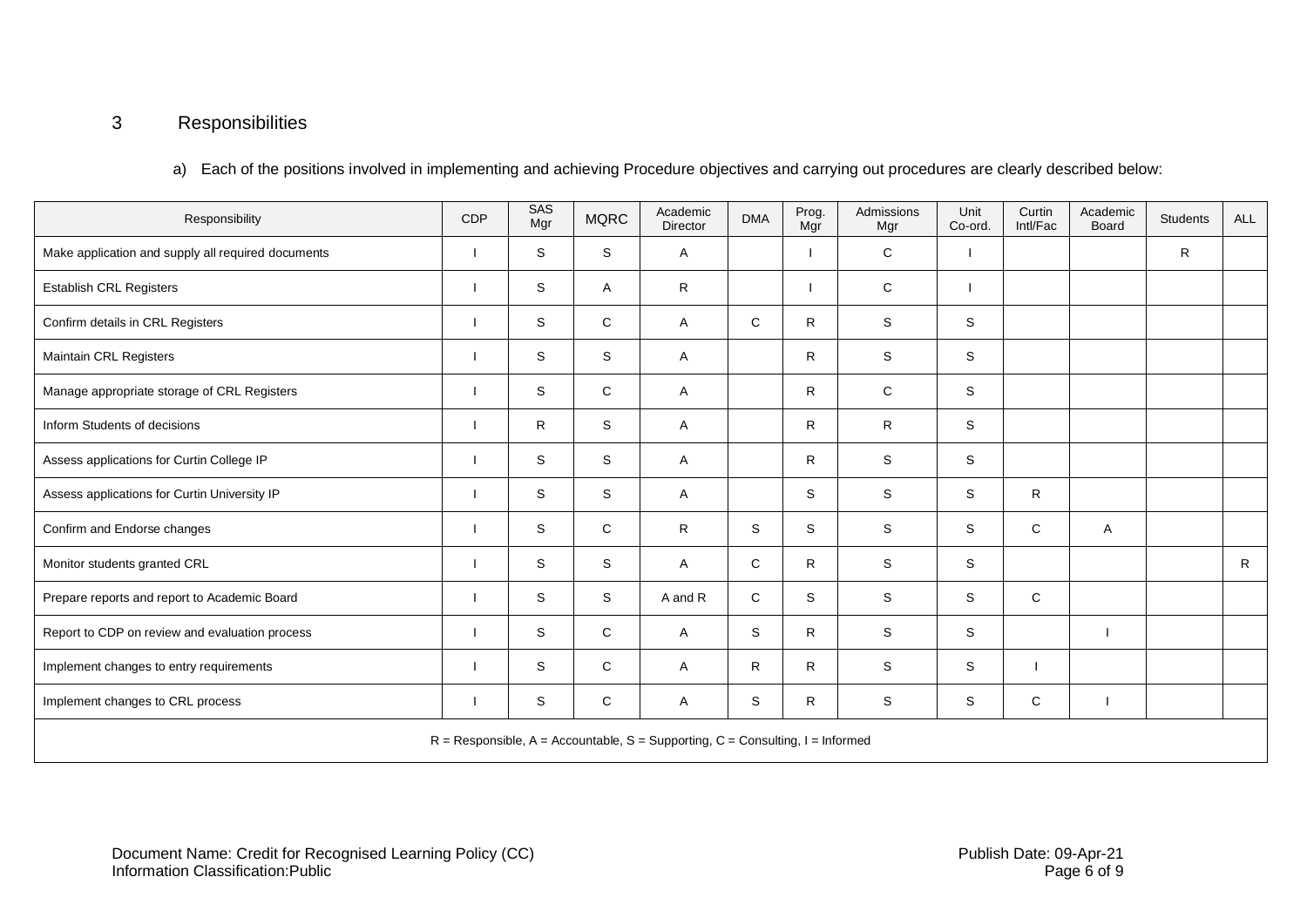## 3 Responsibilities

a) Each of the positions involved in implementing and achieving Procedure objectives and carrying out procedures are clearly described below:

| Responsibility | CDP | SAS Mgr | MQRC | Academic Director | DMA | Prog. Mgr | Admissions Mgr | Unit Co-ord. | Curtin Intl/Fac | Academic Board | Students | ALL |
|---|---|---|---|---|---|---|---|---|---|---|---|---|
| Make application and supply all required documents | I | S | S | A | | I | C | I | | | R | |
| Establish CRL Registers | I | S | A | R | | I | C | I | | | | |
| Confirm details in CRL Registers | I | S | C | A | C | R | S | S | | | | |
| Maintain CRL Registers | I | S | S | A | | R | S | S | | | | |
| Manage appropriate storage of CRL Registers | I | S | C | A | | R | C | S | | | | |
| Inform Students of decisions | I | R | S | A | | R | R | S | | | | |
| Assess applications for Curtin College IP | I | S | S | A | | R | S | S | | | | |
| Assess applications for Curtin University IP | I | S | S | A | | S | S | S | R | | | |
| Confirm and Endorse changes | I | S | C | R | S | S | S | S | C | A | | |
| Monitor students granted CRL | I | S | S | A | C | R | S | S | | | | R |
| Prepare reports and report to Academic Board | I | S | S | A and R | C | S | S | S | C | | | |
| Report to CDP on review and evaluation process | I | S | C | A | S | R | S | S | | I | | |
| Implement changes to entry requirements | I | S | C | A | R | R | S | S | I | | | |
| Implement changes to CRL process | I | S | C | A | S | R | S | S | C | I | | |
| R = Responsible, A = Accountable, S = Supporting, C = Consulting, I = Informed | | | | | | | | | | | | |

Document Name: Credit for Recognised Learning Policy (CC)
Information Classification:Public

Publish Date: 09-Apr-21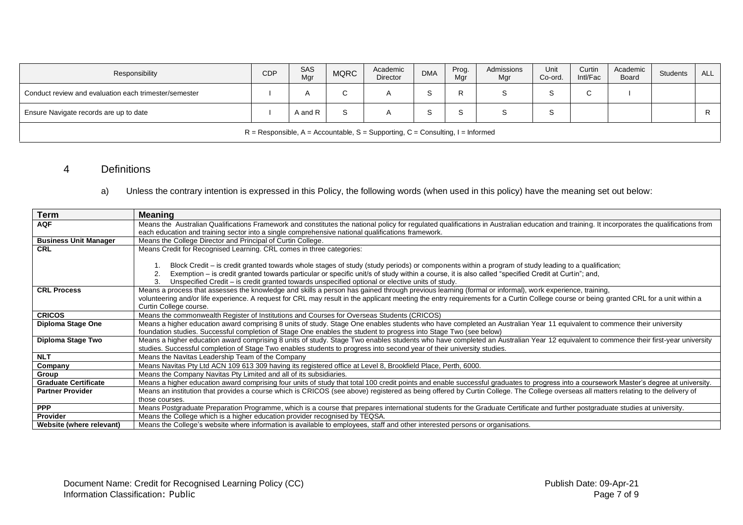| Responsibility | CDP | SAS Mgr | MQRC | Academic Director | DMA | Prog. Mgr | Admissions Mgr | Unit Co-ord. | Curtin Intl/Fac | Academic Board | Students | ALL |
|---|---|---|---|---|---|---|---|---|---|---|---|---|
| Conduct review and evaluation each trimester/semester | I | A | C | A | S | R | S | S | C | I | | |
| Ensure Navigate records are up to date | I | A and R | S | A | S | S | S | S | | | | R |
| R = Responsible, A = Accountable, S = Supporting, C = Consulting, I = Informed | | | | | | | | | | | | |

## 4 Definitions

a) Unless the contrary intention is expressed in this Policy, the following words (when used in this policy) have the meaning set out below:

| Term | Meaning |
|---|---|
| **AQF** | Means the Australian Qualifications Framework and constitutes the national policy for regulated qualifications in Australian education and training. It incorporates the qualifications from each education and training sector into a single comprehensive national qualifications framework. |
| **Business Unit Manager** | Means the College Director and Principal of Curtin College. |
| **CRL** | Means Credit for Recognised Learning. CRL comes in three categories:<br><br>1. Block Credit – is credit granted towards whole stages of study (study periods) or components within a program of study leading to a qualification;<br>2. Exemption – is credit granted towards particular or specific unit/s of study within a course, it is also called "specified Credit at Curtin"; and,<br>3. Unspecified Credit – is credit granted towards unspecified optional or elective units of study. |
| **CRL Process** | Means a process that assesses the knowledge and skills a person has gained through previous learning (formal or informal), work experience, training, volunteering and/or life experience. A request for CRL may result in the applicant meeting the entry requirements for a Curtin College course or being granted CRL for a unit within a Curtin College course. |
| **CRICOS** | Means the commonwealth Register of Institutions and Courses for Overseas Students (CRICOS) |
| **Diploma Stage One** | Means a higher education award comprising 8 units of study. Stage One enables students who have completed an Australian Year 11 equivalent to commence their university foundation studies. Successful completion of Stage One enables the student to progress into Stage Two (see below) |
| **Diploma Stage Two** | Means a higher education award comprising 8 units of study. Stage Two enables students who have completed an Australian Year 12 equivalent to commence their first-year university studies. Successful completion of Stage Two enables students to progress into second year of their university studies. |
| **NLT** | Means the Navitas Leadership Team of the Company |
| **Company** | Means Navitas Pty Ltd ACN 109 613 309 having its registered office at Level 8, Brookfield Place, Perth, 6000. |
| **Group** | Means the Company Navitas Pty Limited and all of its subsidiaries. |
| **Graduate Certificate** | Means a higher education award comprising four units of study that total 100 credit points and enable successful graduates to progress into a coursework Master's degree at university. |
| **Partner Provider** | Means an institution that provides a course which is CRICOS (see above) registered as being offered by Curtin College. The College overseas all matters relating to the delivery of those courses. |
| **PPP** | Means Postgraduate Preparation Programme, which is a course that prepares international students for the Graduate Certificate and further postgraduate studies at university. |
| **Provider** | Means the College which is a higher education provider recognised by TEQSA. |
| **Website (where relevant)** | Means the College's website where information is available to employees, staff and other interested persons or organisations. |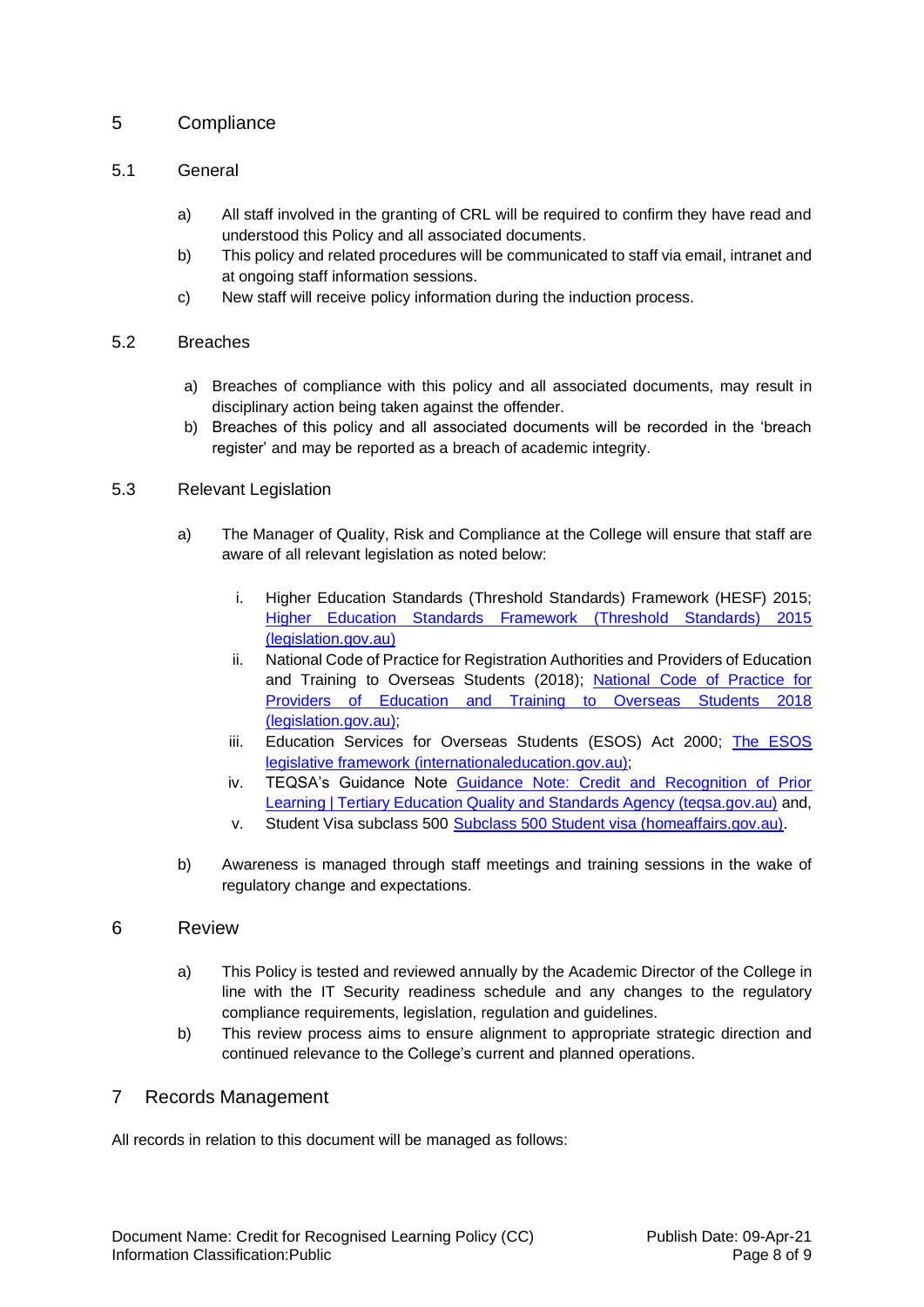## 5 Compliance

### 5.1 General

a) All staff involved in the granting of CRL will be required to confirm they have read and understood this Policy and all associated documents.

b) This policy and related procedures will be communicated to staff via email, intranet and at ongoing staff information sessions.

c) New staff will receive policy information during the induction process.

### 5.2 Breaches

a) Breaches of compliance with this policy and all associated documents, may result in disciplinary action being taken against the offender.

b) Breaches of this policy and all associated documents will be recorded in the 'breach register' and may be reported as a breach of academic integrity.

### 5.3 Relevant Legislation

a) The Manager of Quality, Risk and Compliance at the College will ensure that staff are aware of all relevant legislation as noted below:

   i. Higher Education Standards (Threshold Standards) Framework (HESF) 2015; Higher Education Standards Framework (Threshold Standards) 2015 (legislation.gov.au)

   ii. National Code of Practice for Registration Authorities and Providers of Education and Training to Overseas Students (2018); National Code of Practice for Providers of Education and Training to Overseas Students 2018 (legislation.gov.au);

   iii. Education Services for Overseas Students (ESOS) Act 2000; The ESOS legislative framework (internationaleducation.gov.au);

   iv. TEQSA's Guidance Note Guidance Note: Credit and Recognition of Prior Learning | Tertiary Education Quality and Standards Agency (teqsa.gov.au) and,

   v. Student Visa subclass 500 Subclass 500 Student visa (homeaffairs.gov.au).

b) Awareness is managed through staff meetings and training sessions in the wake of regulatory change and expectations.

## 6 Review

a) This Policy is tested and reviewed annually by the Academic Director of the College in line with the IT Security readiness schedule and any changes to the regulatory compliance requirements, legislation, regulation and guidelines.

b) This review process aims to ensure alignment to appropriate strategic direction and continued relevance to the College's current and planned operations.

## 7 Records Management

All records in relation to this document will be managed as follows: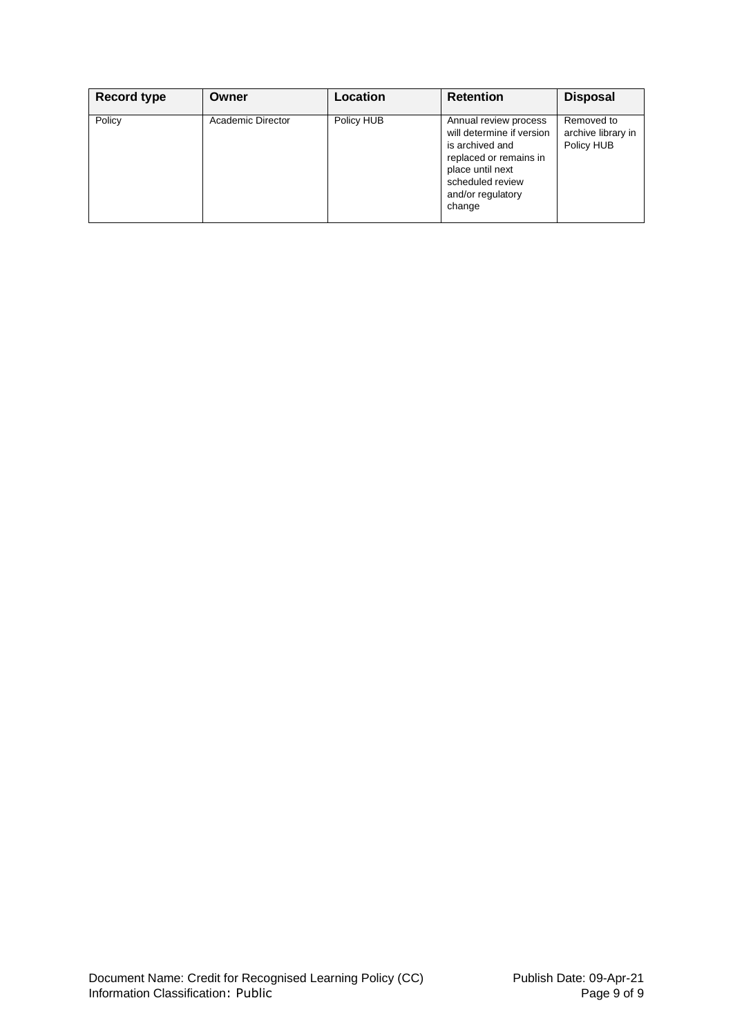| Record type | Owner | Location | Retention | Disposal |
|---|---|---|---|---|
| Policy | Academic Director | Policy HUB | Annual review process will determine if version is archived and replaced or remains in place until next scheduled review and/or regulatory change | Removed to archive library in Policy HUB |